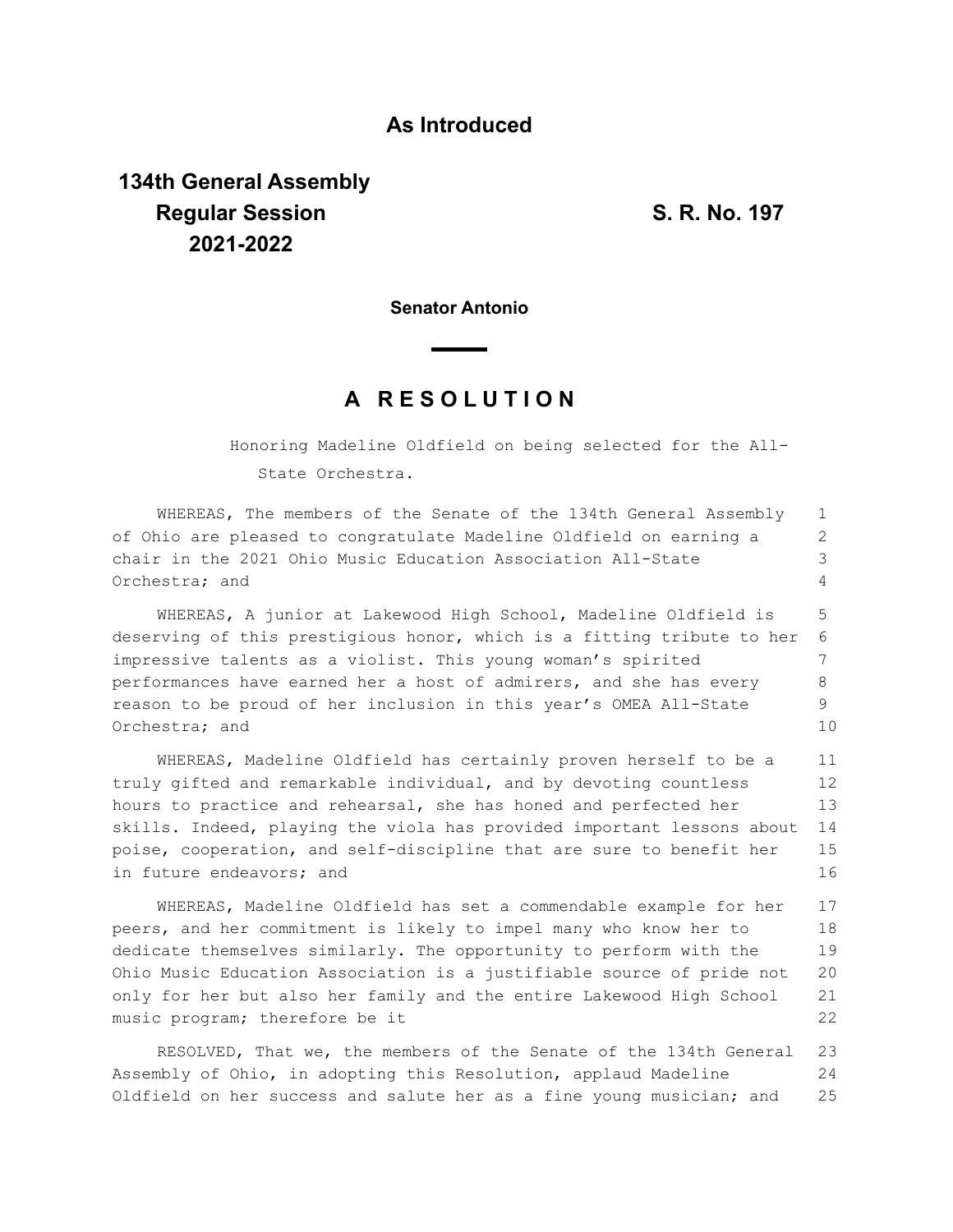**As Introduced**

**134th General Assembly**
**Regular Session** **S. R. No. 197**
**2021-2022**

**Senator Antonio**

## A R E S O L U T I O N

Honoring Madeline Oldfield on being selected for the All-State Orchestra.

WHEREAS, The members of the Senate of the 134th General Assembly of Ohio are pleased to congratulate Madeline Oldfield on earning a chair in the 2021 Ohio Music Education Association All-State Orchestra; and

WHEREAS, A junior at Lakewood High School, Madeline Oldfield is deserving of this prestigious honor, which is a fitting tribute to her impressive talents as a violist. This young woman's spirited performances have earned her a host of admirers, and she has every reason to be proud of her inclusion in this year's OMEA All-State Orchestra; and

WHEREAS, Madeline Oldfield has certainly proven herself to be a truly gifted and remarkable individual, and by devoting countless hours to practice and rehearsal, she has honed and perfected her skills. Indeed, playing the viola has provided important lessons about poise, cooperation, and self-discipline that are sure to benefit her in future endeavors; and

WHEREAS, Madeline Oldfield has set a commendable example for her peers, and her commitment is likely to impel many who know her to dedicate themselves similarly. The opportunity to perform with the Ohio Music Education Association is a justifiable source of pride not only for her but also her family and the entire Lakewood High School music program; therefore be it

RESOLVED, That we, the members of the Senate of the 134th General Assembly of Ohio, in adopting this Resolution, applaud Madeline Oldfield on her success and salute her as a fine young musician; and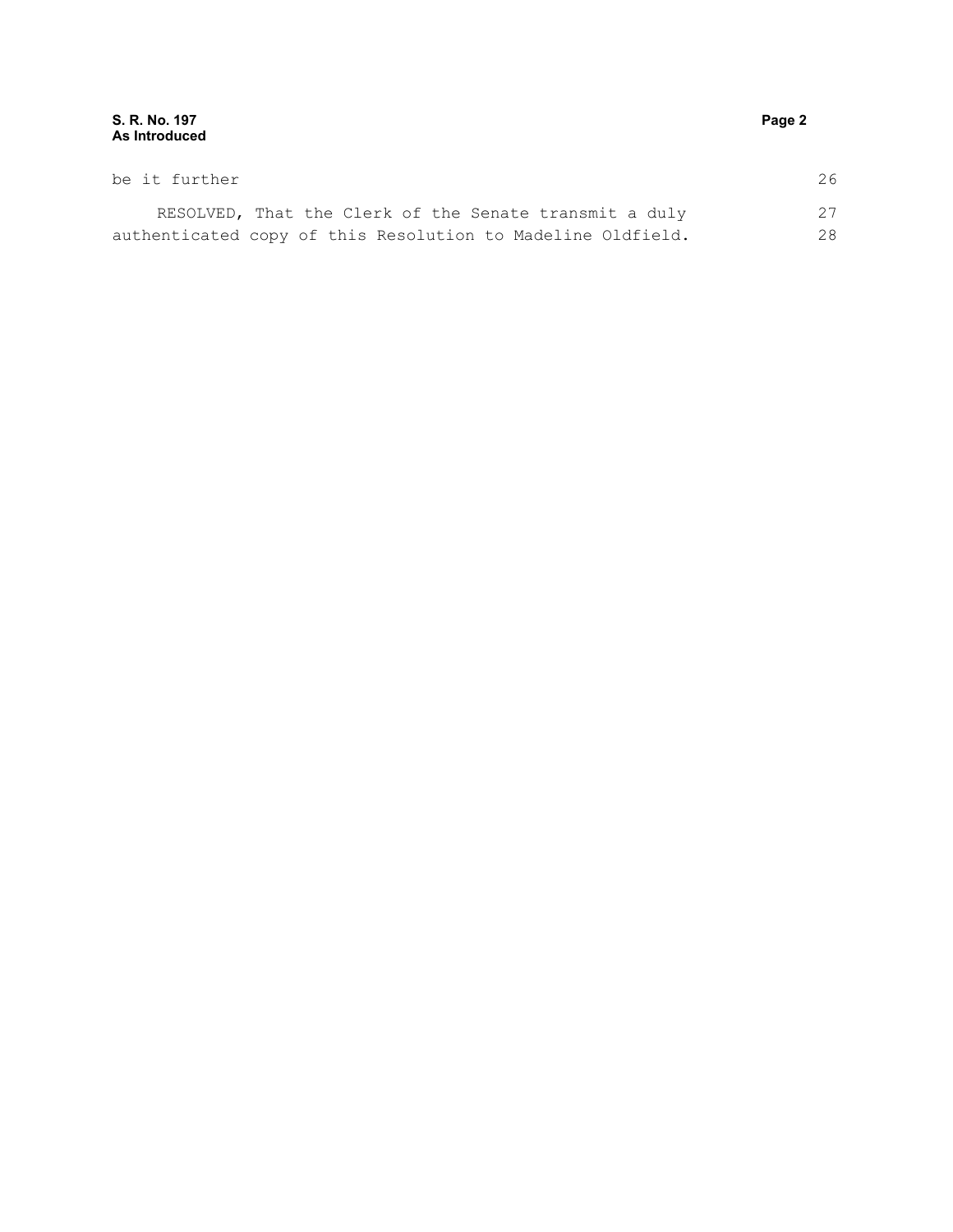be it further

RESOLVED, That the Clerk of the Senate transmit a duly authenticated copy of this Resolution to Madeline Oldfield.